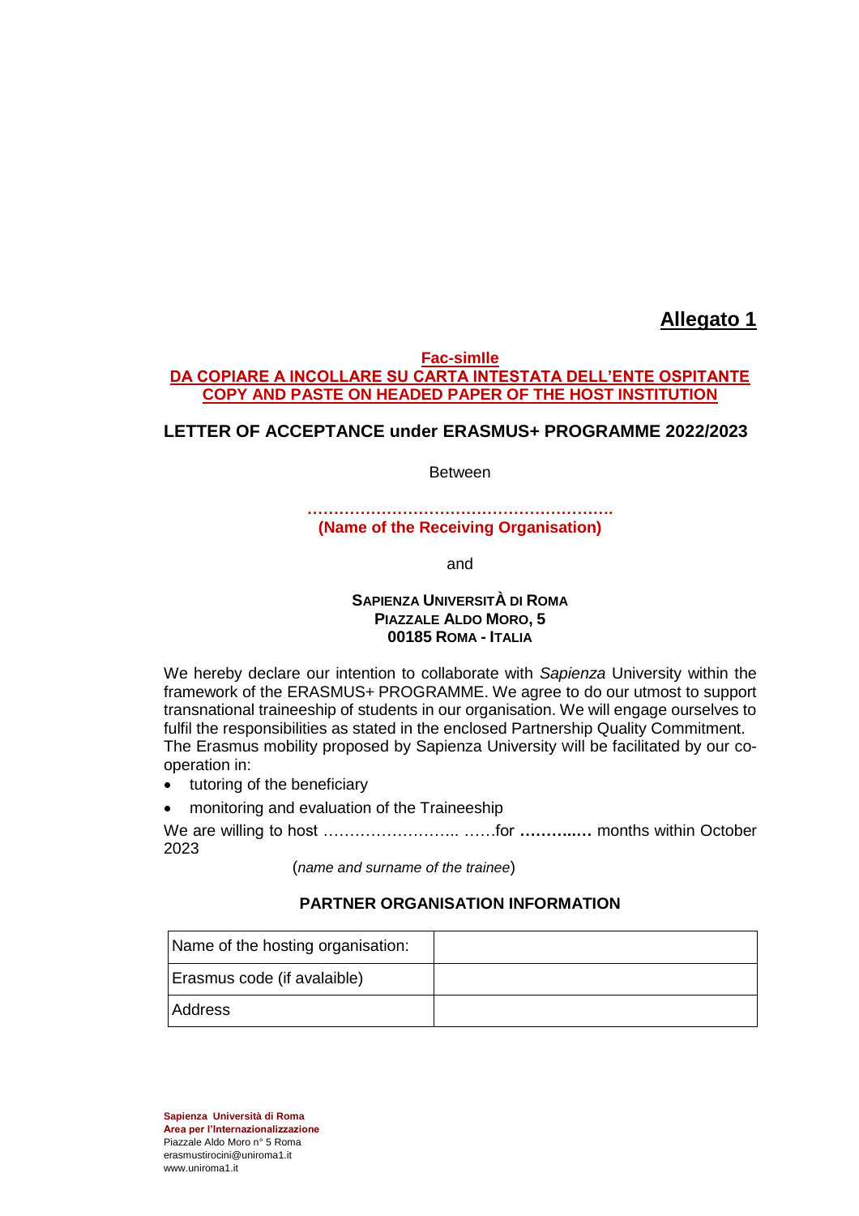**<u>Allegato 1</u>**

**<u>Fac-simlle</u>**
**<u>DA COPIARE A INCOLLARE SU CARTA INTESTATA DELL'ENTE OSPITANTE</u>**
**<u>COPY AND PASTE ON HEADED PAPER OF THE HOST INSTITUTION</u>**

**LETTER OF ACCEPTANCE under ERASMUS+ PROGRAMME 2022/2023**

Between

**…………………………………………………**
**(Name of the Receiving Organisation)**

and

**SAPIENZA UNIVERSITÀ DI ROMA**
**PIAZZALE ALDO MORO, 5**
**00185 ROMA - ITALIA**

We hereby declare our intention to collaborate with *Sapienza* University within the framework of the ERASMUS+ PROGRAMME. We agree to do our utmost to support transnational traineeship of students in our organisation. We will engage ourselves to fulfil the responsibilities as stated in the enclosed Partnership Quality Commitment.
The Erasmus mobility proposed by Sapienza University will be facilitated by our co-operation in:

- tutoring of the beneficiary
- monitoring and evaluation of the Traineeship

We are willing to host …………………….. ……for **……….…** months within October 2023

(*name and surname of the trainee*)

**PARTNER ORGANISATION INFORMATION**

| Name of the hosting organisation: | |
|---|---|
| Erasmus code (if avalaible) | |
| Address | |

**Sapienza Università di Roma**
**Area per l'Internazionalizzazione**
Piazzale Aldo Moro n° 5 Roma
erasmustirocini@uniroma1.it
www.uniroma1.it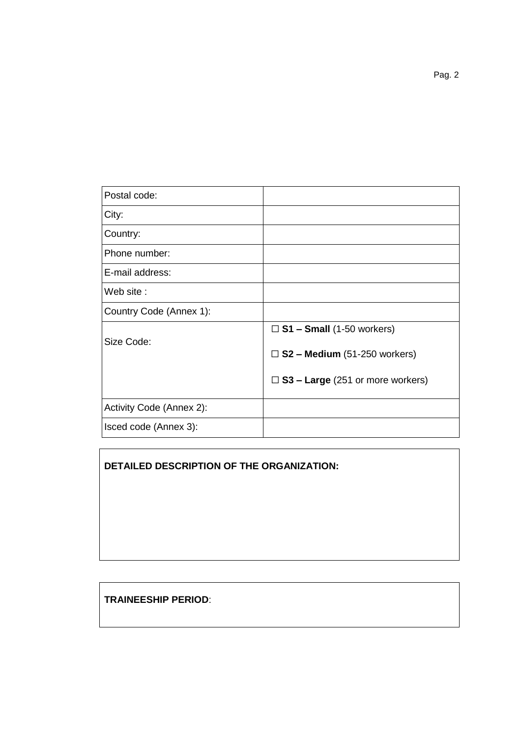| | |
|---|---|
| Postal code: | |
| City: | |
| Country: | |
| Phone number: | |
| E-mail address: | |
| Web site : | |
| Country Code (Annex 1): | |
| Size Code: | ☐ **S1 – Small** (1-50 workers)<br>☐ **S2 – Medium** (51-250 workers)<br>☐ **S3 – Large** (251 or more workers) |
| Activity Code (Annex 2): | |
| Isced code (Annex 3): | |

**DETAILED DESCRIPTION OF THE ORGANIZATION:**

**TRAINEESHIP PERIOD**: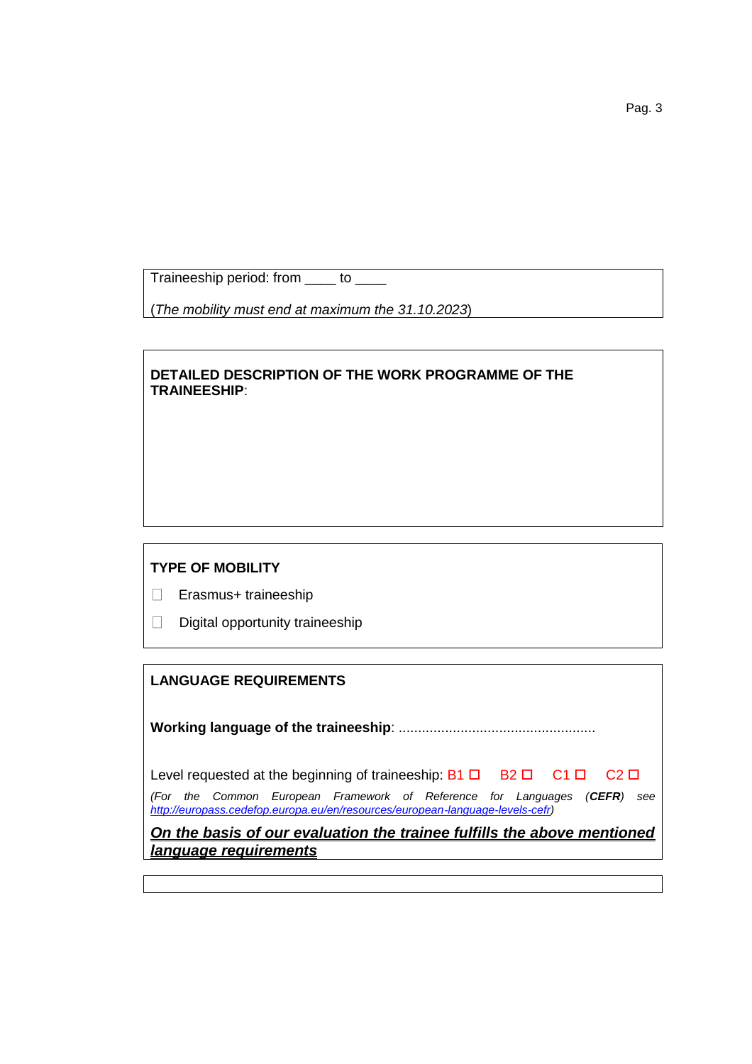Traineeship period: from ____ to ____

(*The mobility must end at maximum the 31.10.2023*)

**DETAILED DESCRIPTION OF THE WORK PROGRAMME OF THE TRAINEESHIP**:

**TYPE OF MOBILITY**

☐ Erasmus+ traineeship

☐ Digital opportunity traineeship

**LANGUAGE REQUIREMENTS**

**Working language of the traineeship**: ...................................................

Level requested at the beginning of traineeship: B1 ☐ B2 ☐ C1 ☐ C2 ☐

*(For the Common European Framework of Reference for Languages (**CEFR**) see http://europass.cedefop.europa.eu/en/resources/european-language-levels-cefr)*

***On the basis of our evaluation the trainee fulfills the above mentioned language requirements***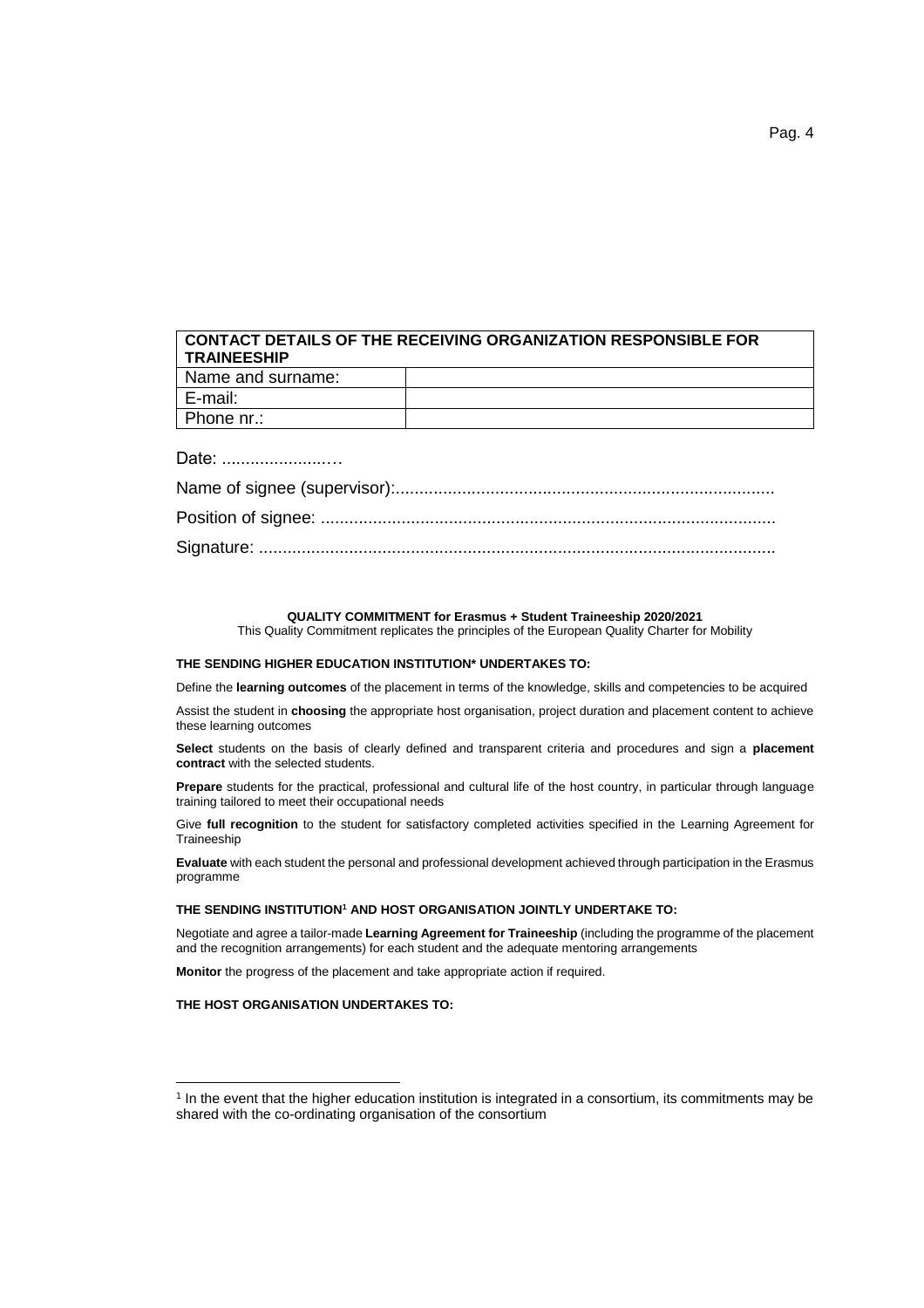| CONTACT DETAILS OF THE RECEIVING ORGANIZATION RESPONSIBLE FOR TRAINEESHIP | |
|---|---|
| Name and surname: | |
| E-mail: | |
| Phone nr.: | |

Date: ........................…

Name of signee (supervisor):.................................................................................

Position of signee: ................................................................................................

Signature: .............................................................................................................

**QUALITY COMMITMENT for Erasmus + Student Traineeship 2020/2021**

This Quality Commitment replicates the principles of the European Quality Charter for Mobility

**THE SENDING HIGHER EDUCATION INSTITUTION* UNDERTAKES TO:**

Define the **learning outcomes** of the placement in terms of the knowledge, skills and competencies to be acquired

Assist the student in **choosing** the appropriate host organisation, project duration and placement content to achieve these learning outcomes

**Select** students on the basis of clearly defined and transparent criteria and procedures and sign a **placement contract** with the selected students.

**Prepare** students for the practical, professional and cultural life of the host country, in particular through language training tailored to meet their occupational needs

Give **full recognition** to the student for satisfactory completed activities specified in the Learning Agreement for Traineeship

**Evaluate** with each student the personal and professional development achieved through participation in the Erasmus programme

**THE SENDING INSTITUTION[1] AND HOST ORGANISATION JOINTLY UNDERTAKE TO:**

Negotiate and agree a tailor-made **Learning Agreement for Traineeship** (including the programme of the placement and the recognition arrangements) for each student and the adequate mentoring arrangements

**Monitor** the progress of the placement and take appropriate action if required.

**THE HOST ORGANISATION UNDERTAKES TO:**

[1] In the event that the higher education institution is integrated in a consortium, its commitments may be shared with the co-ordinating organisation of the consortium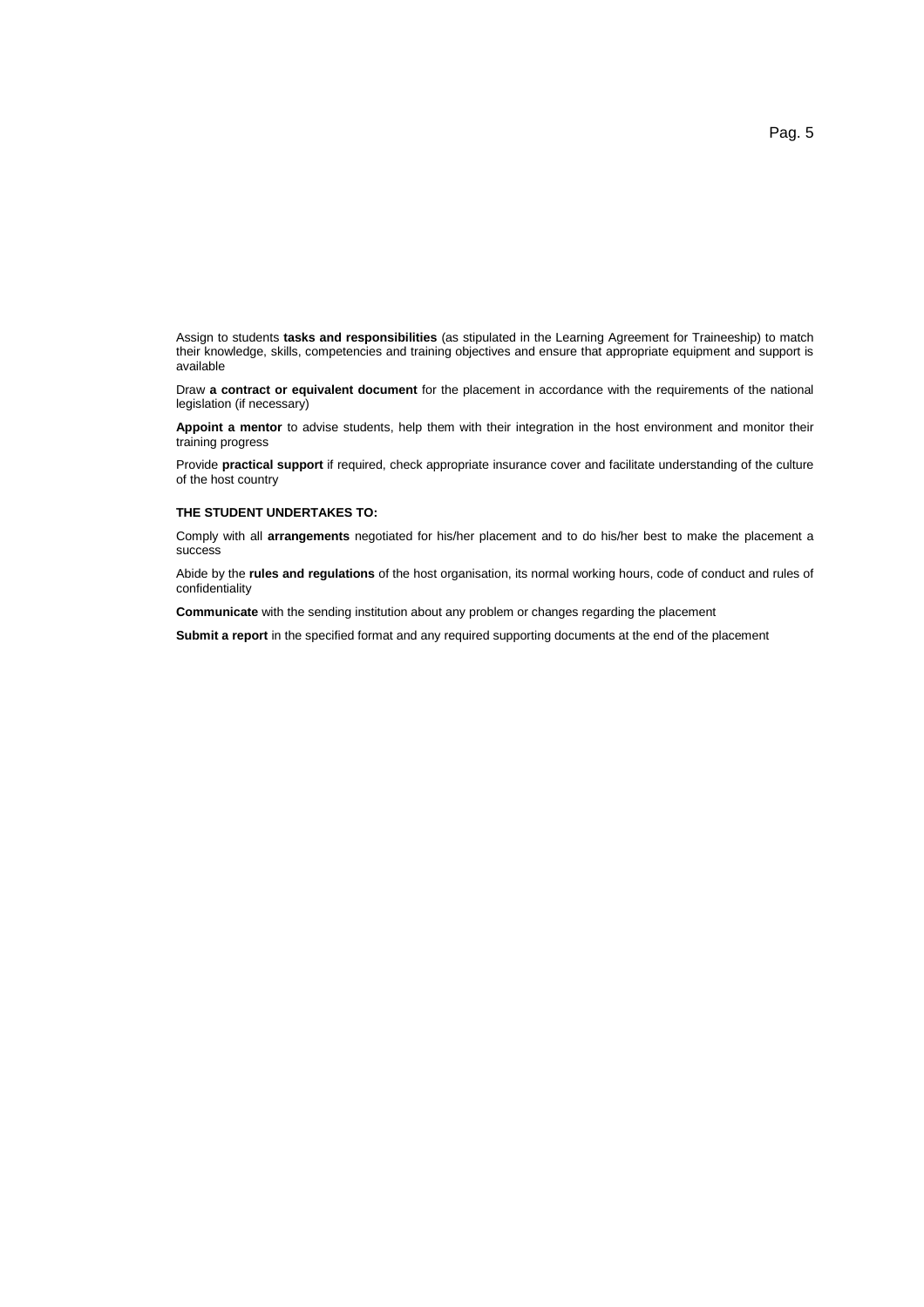Assign to students **tasks and responsibilities** (as stipulated in the Learning Agreement for Traineeship) to match their knowledge, skills, competencies and training objectives and ensure that appropriate equipment and support is available

Draw **a contract or equivalent document** for the placement in accordance with the requirements of the national legislation (if necessary)

**Appoint a mentor** to advise students, help them with their integration in the host environment and monitor their training progress

Provide **practical support** if required, check appropriate insurance cover and facilitate understanding of the culture of the host country

**THE STUDENT UNDERTAKES TO:**

Comply with all **arrangements** negotiated for his/her placement and to do his/her best to make the placement a success

Abide by the **rules and regulations** of the host organisation, its normal working hours, code of conduct and rules of confidentiality

**Communicate** with the sending institution about any problem or changes regarding the placement

**Submit a report** in the specified format and any required supporting documents at the end of the placement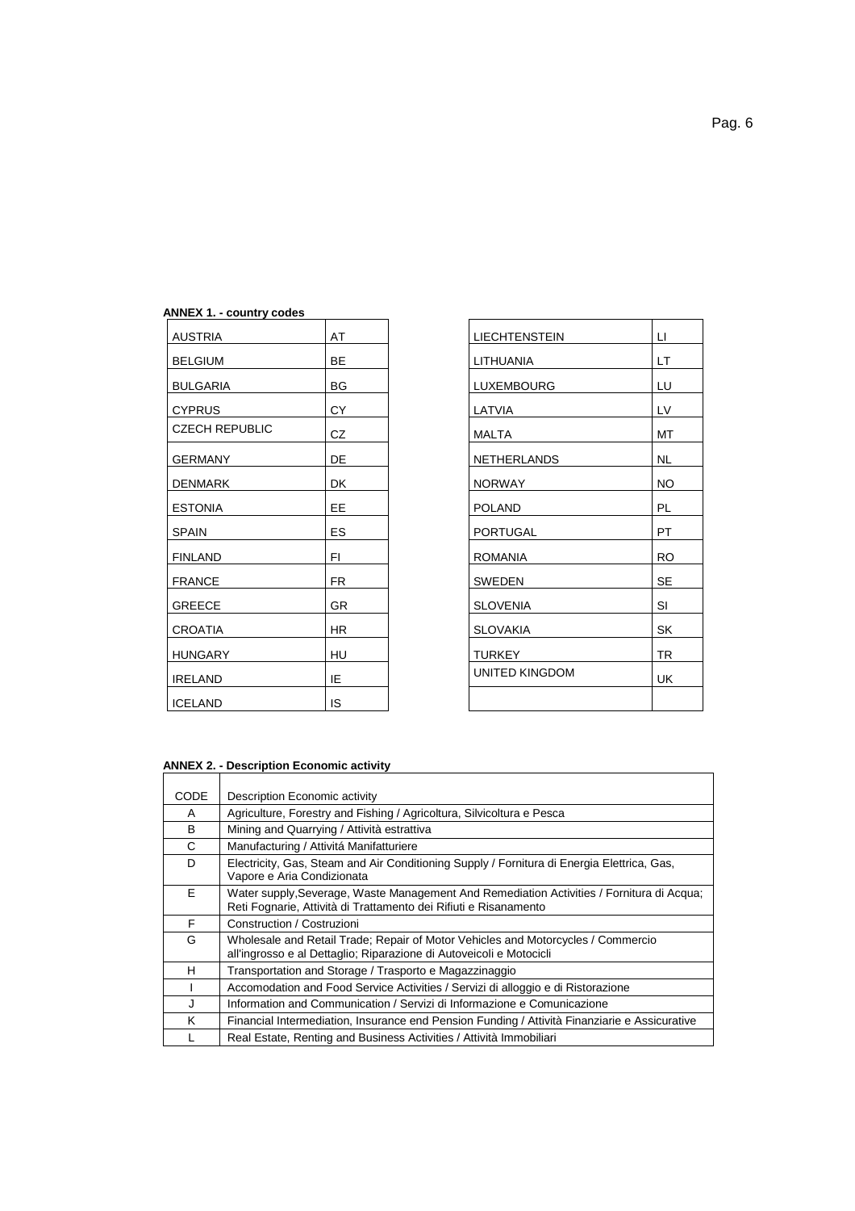**ANNEX 1. - country codes**

| | |
|---|---|
| AUSTRIA | AT |
| BELGIUM | BE |
| BULGARIA | BG |
| CYPRUS | CY |
| CZECH REPUBLIC | CZ |
| GERMANY | DE |
| DENMARK | DK |
| ESTONIA | EE |
| SPAIN | ES |
| FINLAND | FI |
| FRANCE | FR |
| GREECE | GR |
| CROATIA | HR |
| HUNGARY | HU |
| IRELAND | IE |
| ICELAND | IS |
| LIECHTENSTEIN | LI |
| LITHUANIA | LT |
| LUXEMBOURG | LU |
| LATVIA | LV |
| MALTA | MT |
| NETHERLANDS | NL |
| NORWAY | NO |
| POLAND | PL |
| PORTUGAL | PT |
| ROMANIA | RO |
| SWEDEN | SE |
| SLOVENIA | SI |
| SLOVAKIA | SK |
| TURKEY | TR |
| UNITED KINGDOM | UK |

**ANNEX 2. - Description Economic activity**

| CODE | Description Economic activity |
|---|---|
| A | Agriculture, Forestry and Fishing / Agricoltura, Silvicoltura e Pesca |
| B | Mining and Quarrying / Attività estrattiva |
| C | Manufacturing / Attivitá Manifatturiere |
| D | Electricity, Gas, Steam and Air Conditioning Supply / Fornitura di Energia Elettrica, Gas, Vapore e Aria Condizionata |
| E | Water supply,Severage, Waste Management And Remediation Activities / Fornitura di Acqua; Reti Fognarie, Attività di Trattamento dei Rifiuti e Risanamento |
| F | Construction / Costruzioni |
| G | Wholesale and Retail Trade; Repair of Motor Vehicles and Motorcycles / Commercio all'ingrosso e al Dettaglio; Riparazione di Autoveicoli e Motocicli |
| H | Transportation and Storage / Trasporto e Magazzinaggio |
| I | Accomodation and Food Service Activities / Servizi di alloggio e di Ristorazione |
| J | Information and Communication / Servizi di Informazione e Comunicazione |
| K | Financial Intermediation, Insurance end Pension Funding / Attività Finanziarie e Assicurative |
| L | Real Estate, Renting and Business Activities / Attività Immobiliari |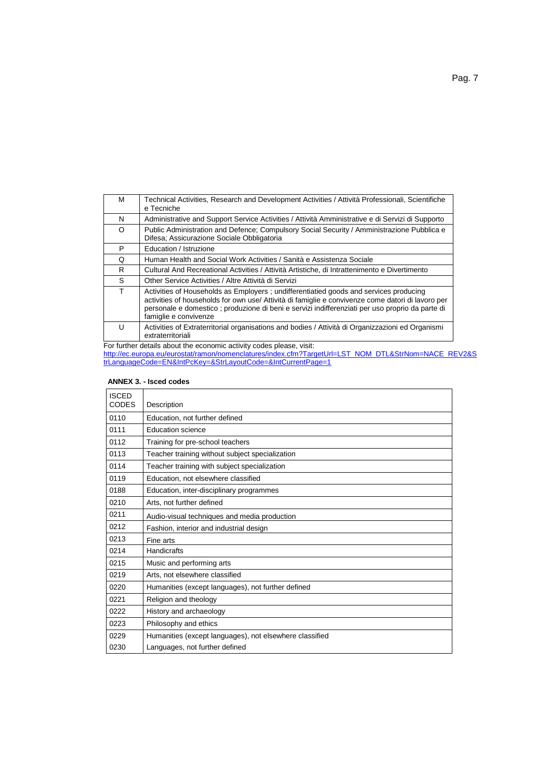| M | Technical Activities, Research and Development Activities / Attività Professionali, Scientifiche e Tecniche |
|---|---|
| N | Administrative and Support Service Activities / Attività Amministrative e di Servizi di Supporto |
| O | Public Administration and Defence; Compulsory Social Security / Amministrazione Pubblica e Difesa; Assicurazione Sociale Obbligatoria |
| P | Education / Istruzione |
| Q | Human Health and Social Work Activities / Sanità e Assistenza Sociale |
| R | Cultural And Recreational Activities / Attività Artistiche, di Intrattenimento e Divertimento |
| S | Other Service Activities / Altre Attività di Servizi |
| T | Activities of Households as Employers ; undifferentiatied goods and services producing activities of households for own use/ Attività di famiglie e convivenze come datori di lavoro per personale e domestico ; produzione di beni e servizi indifferenziati per uso proprio da parte di famiglie e convivenze |
| U | Activities of Extraterritorial organisations and bodies / Attività di Organizzazioni ed Organismi extraterritoriali |

For further details about the economic activity codes please, visit:
http://ec.europa.eu/eurostat/ramon/nomenclatures/index.cfm?TargetUrl=LST_NOM_DTL&StrNom=NACE_REV2&StrLanguageCode=EN&IntPcKey=&StrLayoutCode=&IntCurrentPage=1

**ANNEX 3. - Isced codes**

| ISCED CODES | Description |
|---|---|
| 0110 | Education, not further defined |
| 0111 | Education science |
| 0112 | Training for pre-school teachers |
| 0113 | Teacher training without subject specialization |
| 0114 | Teacher training with subject specialization |
| 0119 | Education, not elsewhere classified |
| 0188 | Education, inter-disciplinary programmes |
| 0210 | Arts, not further defined |
| 0211 | Audio-visual techniques and media production |
| 0212 | Fashion, interior and industrial design |
| 0213 | Fine arts |
| 0214 | Handicrafts |
| 0215 | Music and performing arts |
| 0219 | Arts, not elsewhere classified |
| 0220 | Humanities (except languages), not further defined |
| 0221 | Religion and theology |
| 0222 | History and archaeology |
| 0223 | Philosophy and ethics |
| 0229 | Humanities (except languages), not elsewhere classified |
| 0230 | Languages, not further defined |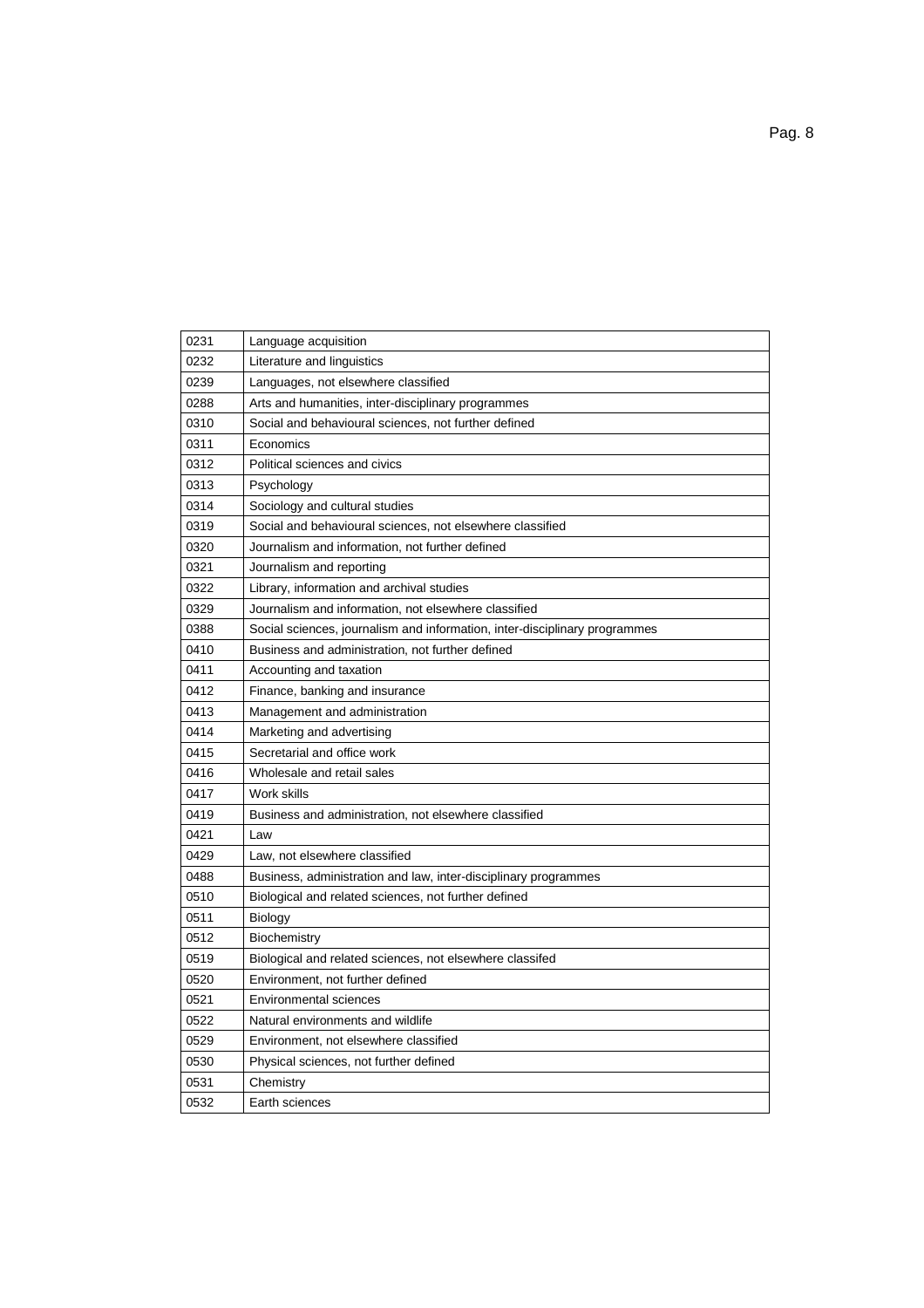| 0231 | Language acquisition |
| --- | --- |
| 0232 | Literature and linguistics |
| 0239 | Languages, not elsewhere classified |
| 0288 | Arts and humanities, inter-disciplinary programmes |
| 0310 | Social and behavioural sciences, not further defined |
| 0311 | Economics |
| 0312 | Political sciences and civics |
| 0313 | Psychology |
| 0314 | Sociology and cultural studies |
| 0319 | Social and behavioural sciences, not elsewhere classified |
| 0320 | Journalism and information, not further defined |
| 0321 | Journalism and reporting |
| 0322 | Library, information and archival studies |
| 0329 | Journalism and information, not elsewhere classified |
| 0388 | Social sciences, journalism and information, inter-disciplinary programmes |
| 0410 | Business and administration, not further defined |
| 0411 | Accounting and taxation |
| 0412 | Finance, banking and insurance |
| 0413 | Management and administration |
| 0414 | Marketing and advertising |
| 0415 | Secretarial and office work |
| 0416 | Wholesale and retail sales |
| 0417 | Work skills |
| 0419 | Business and administration, not elsewhere classified |
| 0421 | Law |
| 0429 | Law, not elsewhere classified |
| 0488 | Business, administration and law, inter-disciplinary programmes |
| 0510 | Biological and related sciences, not further defined |
| 0511 | Biology |
| 0512 | Biochemistry |
| 0519 | Biological and related sciences, not elsewhere classifed |
| 0520 | Environment, not further defined |
| 0521 | Environmental sciences |
| 0522 | Natural environments and wildlife |
| 0529 | Environment, not elsewhere classified |
| 0530 | Physical sciences, not further defined |
| 0531 | Chemistry |
| 0532 | Earth sciences |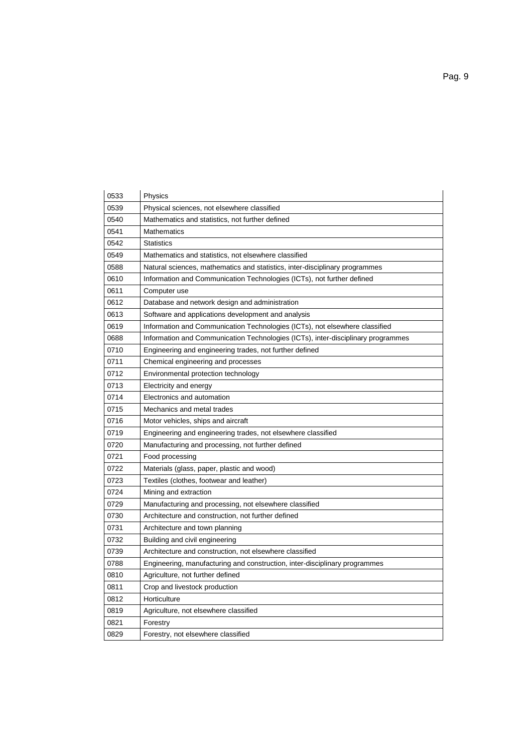| | |
|---|---|
| 0533 | Physics |
| 0539 | Physical sciences, not elsewhere classified |
| 0540 | Mathematics and statistics, not further defined |
| 0541 | Mathematics |
| 0542 | Statistics |
| 0549 | Mathematics and statistics, not elsewhere classified |
| 0588 | Natural sciences, mathematics and statistics, inter-disciplinary programmes |
| 0610 | Information and Communication Technologies (ICTs), not further defined |
| 0611 | Computer use |
| 0612 | Database and network design and administration |
| 0613 | Software and applications development and analysis |
| 0619 | Information and Communication Technologies (ICTs), not elsewhere classified |
| 0688 | Information and Communication Technologies (ICTs), inter-disciplinary programmes |
| 0710 | Engineering and engineering trades, not further defined |
| 0711 | Chemical engineering and processes |
| 0712 | Environmental protection technology |
| 0713 | Electricity and energy |
| 0714 | Electronics and automation |
| 0715 | Mechanics and metal trades |
| 0716 | Motor vehicles, ships and aircraft |
| 0719 | Engineering and engineering trades, not elsewhere classified |
| 0720 | Manufacturing and processing, not further defined |
| 0721 | Food processing |
| 0722 | Materials (glass, paper, plastic and wood) |
| 0723 | Textiles (clothes, footwear and leather) |
| 0724 | Mining and extraction |
| 0729 | Manufacturing and processing, not elsewhere classified |
| 0730 | Architecture and construction, not further defined |
| 0731 | Architecture and town planning |
| 0732 | Building and civil engineering |
| 0739 | Architecture and construction, not elsewhere classified |
| 0788 | Engineering, manufacturing and construction, inter-disciplinary programmes |
| 0810 | Agriculture, not further defined |
| 0811 | Crop and livestock production |
| 0812 | Horticulture |
| 0819 | Agriculture, not elsewhere classified |
| 0821 | Forestry |
| 0829 | Forestry, not elsewhere classified |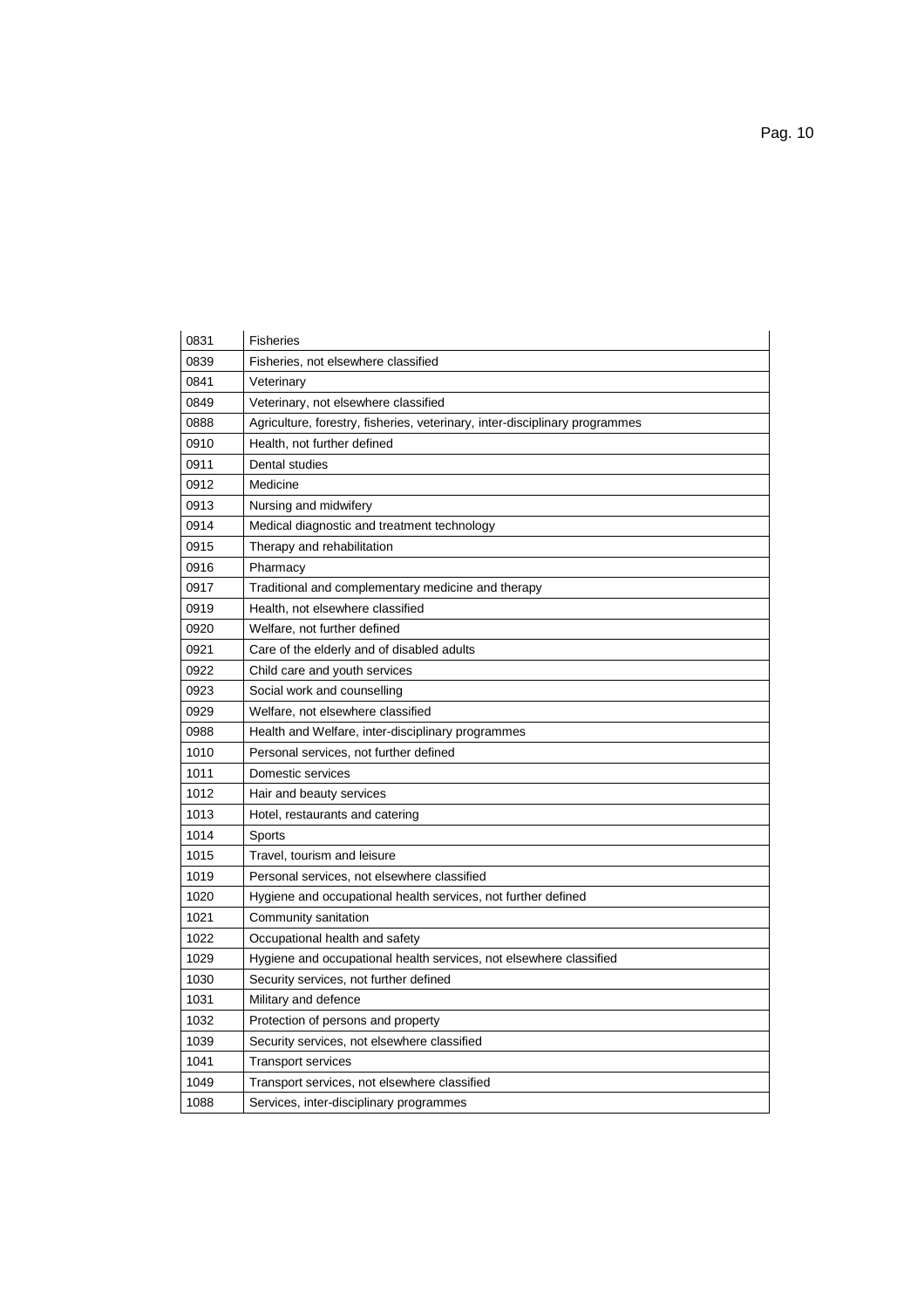| | |
|---|---|
| 0831 | Fisheries |
| 0839 | Fisheries, not elsewhere classified |
| 0841 | Veterinary |
| 0849 | Veterinary, not elsewhere classified |
| 0888 | Agriculture, forestry, fisheries, veterinary, inter-disciplinary programmes |
| 0910 | Health, not further defined |
| 0911 | Dental studies |
| 0912 | Medicine |
| 0913 | Nursing and midwifery |
| 0914 | Medical diagnostic and treatment technology |
| 0915 | Therapy and rehabilitation |
| 0916 | Pharmacy |
| 0917 | Traditional and complementary medicine and therapy |
| 0919 | Health, not elsewhere classified |
| 0920 | Welfare, not further defined |
| 0921 | Care of the elderly and of disabled adults |
| 0922 | Child care and youth services |
| 0923 | Social work and counselling |
| 0929 | Welfare, not elsewhere classified |
| 0988 | Health and Welfare, inter-disciplinary programmes |
| 1010 | Personal services, not further defined |
| 1011 | Domestic services |
| 1012 | Hair and beauty services |
| 1013 | Hotel, restaurants and catering |
| 1014 | Sports |
| 1015 | Travel, tourism and leisure |
| 1019 | Personal services, not elsewhere classified |
| 1020 | Hygiene and occupational health services, not further defined |
| 1021 | Community sanitation |
| 1022 | Occupational health and safety |
| 1029 | Hygiene and occupational health services, not elsewhere classified |
| 1030 | Security services, not further defined |
| 1031 | Military and defence |
| 1032 | Protection of persons and property |
| 1039 | Security services, not elsewhere classified |
| 1041 | Transport services |
| 1049 | Transport services, not elsewhere classified |
| 1088 | Services, inter-disciplinary programmes |